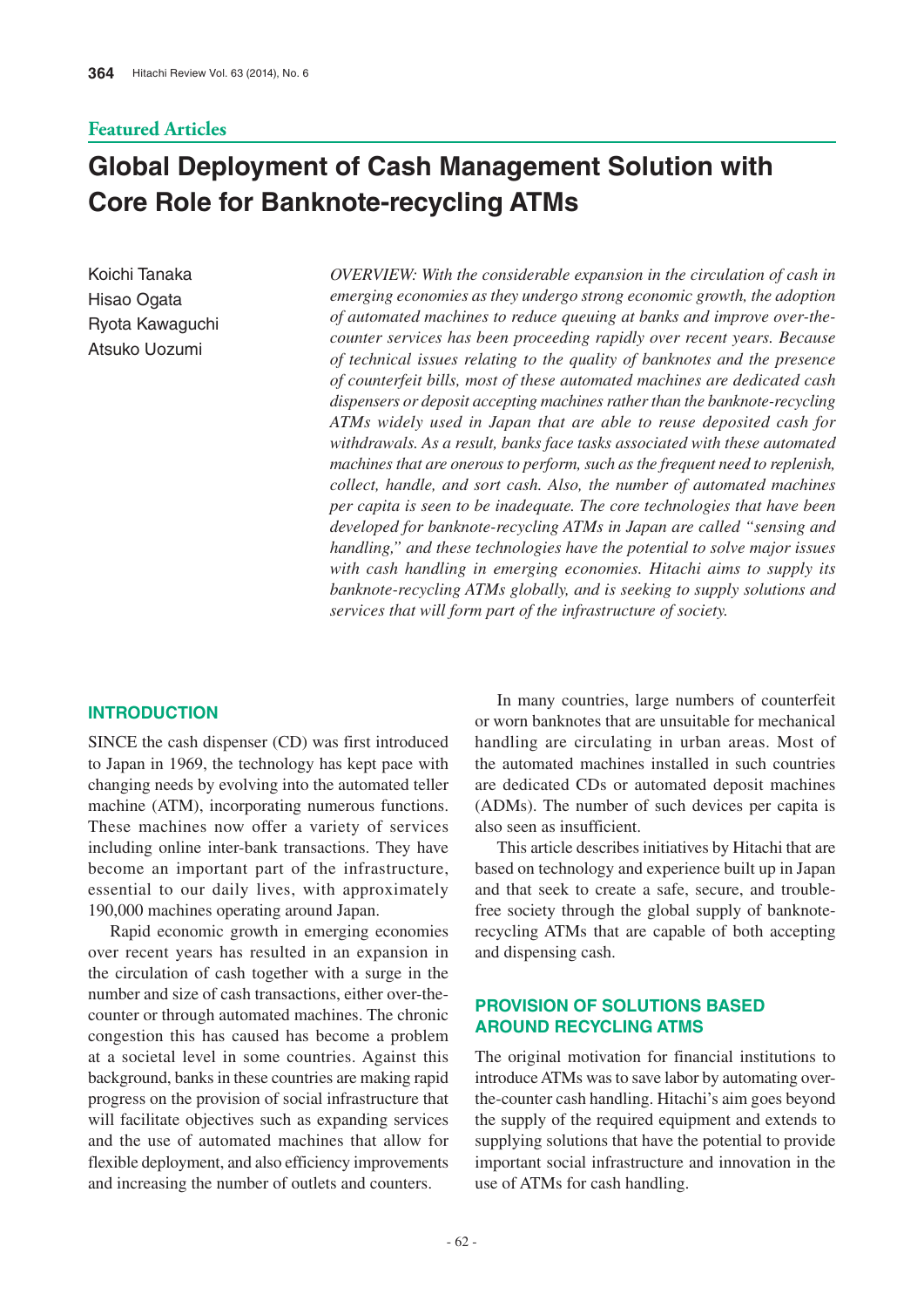Featured Articles

# Global Deployment of Cash Management Solution with Core Role for Banknote-recycling ATMs

Koichi Tanaka
Hisao Ogata
Ryota Kawaguchi
Atsuko Uozumi

*OVERVIEW: With the considerable expansion in the circulation of cash in emerging economies as they undergo strong economic growth, the adoption of automated machines to reduce queuing at banks and improve over-the-counter services has been proceeding rapidly over recent years. Because of technical issues relating to the quality of banknotes and the presence of counterfeit bills, most of these automated machines are dedicated cash dispensers or deposit accepting machines rather than the banknote-recycling ATMs widely used in Japan that are able to reuse deposited cash for withdrawals. As a result, banks face tasks associated with these automated machines that are onerous to perform, such as the frequent need to replenish, collect, handle, and sort cash. Also, the number of automated machines per capita is seen to be inadequate. The core technologies that have been developed for banknote-recycling ATMs in Japan are called "sensing and handling," and these technologies have the potential to solve major issues with cash handling in emerging economies. Hitachi aims to supply its banknote-recycling ATMs globally, and is seeking to supply solutions and services that will form part of the infrastructure of society.*

## INTRODUCTION

SINCE the cash dispenser (CD) was first introduced to Japan in 1969, the technology has kept pace with changing needs by evolving into the automated teller machine (ATM), incorporating numerous functions. These machines now offer a variety of services including online inter-bank transactions. They have become an important part of the infrastructure, essential to our daily lives, with approximately 190,000 machines operating around Japan.

Rapid economic growth in emerging economies over recent years has resulted in an expansion in the circulation of cash together with a surge in the number and size of cash transactions, either over-the-counter or through automated machines. The chronic congestion this has caused has become a problem at a societal level in some countries. Against this background, banks in these countries are making rapid progress on the provision of social infrastructure that will facilitate objectives such as expanding services and the use of automated machines that allow for flexible deployment, and also efficiency improvements and increasing the number of outlets and counters.

In many countries, large numbers of counterfeit or worn banknotes that are unsuitable for mechanical handling are circulating in urban areas. Most of the automated machines installed in such countries are dedicated CDs or automated deposit machines (ADMs). The number of such devices per capita is also seen as insufficient.

This article describes initiatives by Hitachi that are based on technology and experience built up in Japan and that seek to create a safe, secure, and trouble-free society through the global supply of banknote-recycling ATMs that are capable of both accepting and dispensing cash.

## PROVISION OF SOLUTIONS BASED AROUND RECYCLING ATMS

The original motivation for financial institutions to introduce ATMs was to save labor by automating over-the-counter cash handling. Hitachi's aim goes beyond the supply of the required equipment and extends to supplying solutions that have the potential to provide important social infrastructure and innovation in the use of ATMs for cash handling.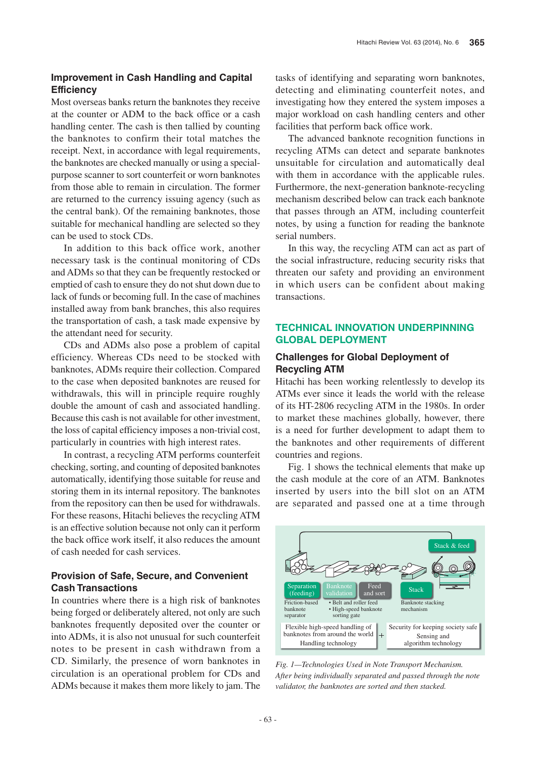### Improvement in Cash Handling and Capital Efficiency

Most overseas banks return the banknotes they receive at the counter or ADM to the back office or a cash handling center. The cash is then tallied by counting the banknotes to confirm their total matches the receipt. Next, in accordance with legal requirements, the banknotes are checked manually or using a special-purpose scanner to sort counterfeit or worn banknotes from those able to remain in circulation. The former are returned to the currency issuing agency (such as the central bank). Of the remaining banknotes, those suitable for mechanical handling are selected so they can be used to stock CDs.

In addition to this back office work, another necessary task is the continual monitoring of CDs and ADMs so that they can be frequently restocked or emptied of cash to ensure they do not shut down due to lack of funds or becoming full. In the case of machines installed away from bank branches, this also requires the transportation of cash, a task made expensive by the attendant need for security.

CDs and ADMs also pose a problem of capital efficiency. Whereas CDs need to be stocked with banknotes, ADMs require their collection. Compared to the case when deposited banknotes are reused for withdrawals, this will in principle require roughly double the amount of cash and associated handling. Because this cash is not available for other investment, the loss of capital efficiency imposes a non-trivial cost, particularly in countries with high interest rates.

In contrast, a recycling ATM performs counterfeit checking, sorting, and counting of deposited banknotes automatically, identifying those suitable for reuse and storing them in its internal repository. The banknotes from the repository can then be used for withdrawals. For these reasons, Hitachi believes the recycling ATM is an effective solution because not only can it perform the back office work itself, it also reduces the amount of cash needed for cash services.

### Provision of Safe, Secure, and Convenient Cash Transactions

In countries where there is a high risk of banknotes being forged or deliberately altered, not only are such banknotes frequently deposited over the counter or into ADMs, it is also not unusual for such counterfeit notes to be present in cash withdrawn from a CD. Similarly, the presence of worn banknotes in circulation is an operational problem for CDs and ADMs because it makes them more likely to jam. The tasks of identifying and separating worn banknotes, detecting and eliminating counterfeit notes, and investigating how they entered the system imposes a major workload on cash handling centers and other facilities that perform back office work.

The advanced banknote recognition functions in recycling ATMs can detect and separate banknotes unsuitable for circulation and automatically deal with them in accordance with the applicable rules. Furthermore, the next-generation banknote-recycling mechanism described below can track each banknote that passes through an ATM, including counterfeit notes, by using a function for reading the banknote serial numbers.

In this way, the recycling ATM can act as part of the social infrastructure, reducing security risks that threaten our safety and providing an environment in which users can be confident about making transactions.

## TECHNICAL INNOVATION UNDERPINNING GLOBAL DEPLOYMENT

### Challenges for Global Deployment of Recycling ATM

Hitachi has been working relentlessly to develop its ATMs ever since it leads the world with the release of its HT-2806 recycling ATM in the 1980s. In order to market these machines globally, however, there is a need for further development to adapt them to the banknotes and other requirements of different countries and regions.

Fig. 1 shows the technical elements that make up the cash module at the core of an ATM. Banknotes inserted by users into the bill slot on an ATM are separated and passed one at a time through

Stack & feed

Separation (feeding) | Banknote validation | Feed and sort | Stack

Friction-based banknote separator

• Belt and roller feed
• High-speed banknote sorting gate

Banknote stacking mechanism

Flexible high-speed handling of banknotes from around the world — Handling technology
+
Security for keeping society safe — Sensing and algorithm technology

*Fig. 1—Technologies Used in Note Transport Mechanism.*
*After being individually separated and passed through the note validator, the banknotes are sorted and then stacked.*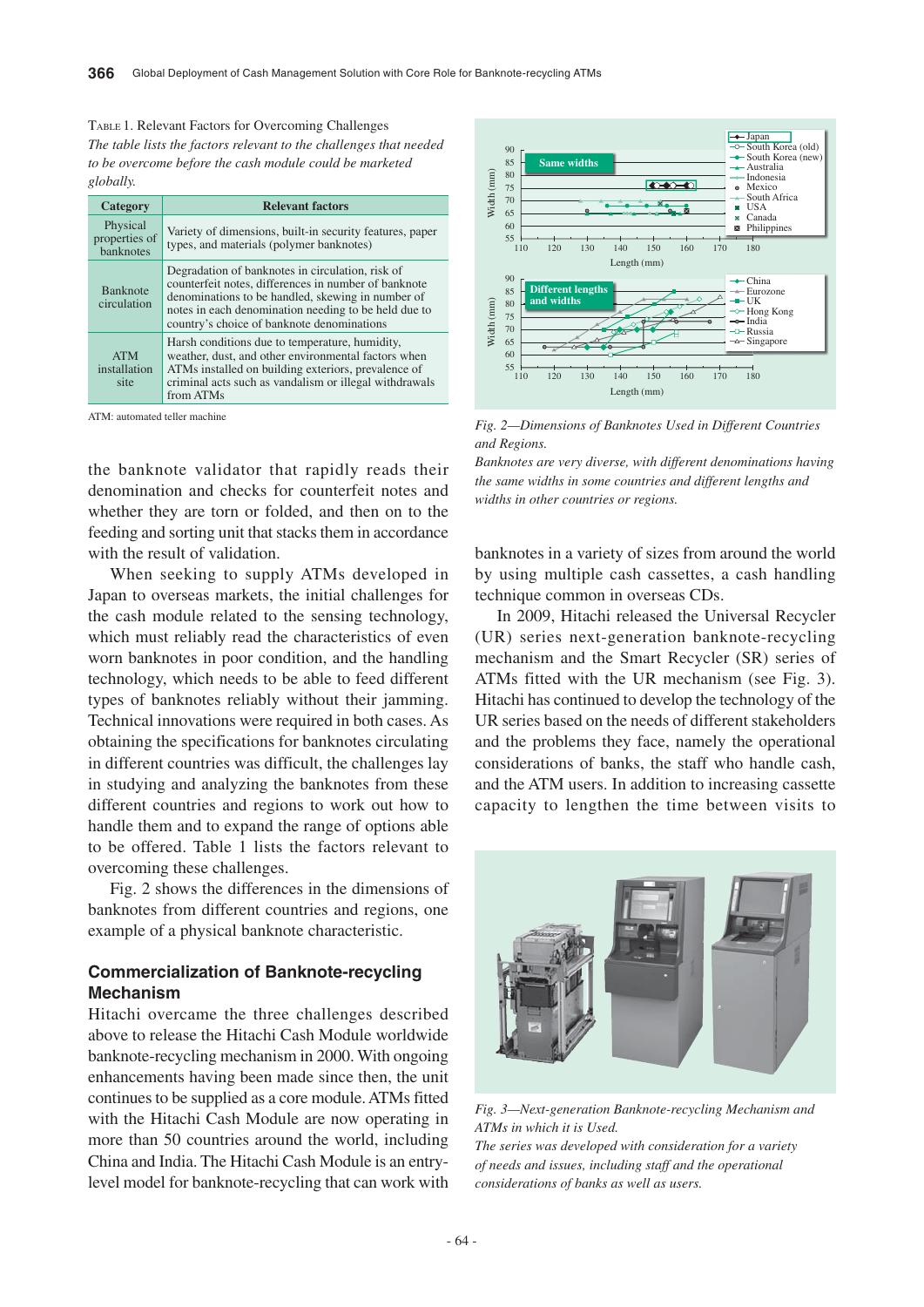TABLE 1. Relevant Factors for Overcoming Challenges

*The table lists the factors relevant to the challenges that needed to be overcome before the cash module could be marketed globally.*

| Category | Relevant factors |
|---|---|
| Physical properties of banknotes | Variety of dimensions, built-in security features, paper types, and materials (polymer banknotes) |
| Banknote circulation | Degradation of banknotes in circulation, risk of counterfeit notes, differences in number of banknote denominations to be handled, skewing in number of notes in each denomination needing to be held due to country's choice of banknote denominations |
| ATM installation site | Harsh conditions due to temperature, humidity, weather, dust, and other environmental factors when ATMs installed on building exteriors, prevalence of criminal acts such as vandalism or illegal withdrawals from ATMs |

ATM: automated teller machine

the banknote validator that rapidly reads their denomination and checks for counterfeit notes and whether they are torn or folded, and then on to the feeding and sorting unit that stacks them in accordance with the result of validation.

When seeking to supply ATMs developed in Japan to overseas markets, the initial challenges for the cash module related to the sensing technology, which must reliably read the characteristics of even worn banknotes in poor condition, and the handling technology, which needs to be able to feed different types of banknotes reliably without their jamming. Technical innovations were required in both cases. As obtaining the specifications for banknotes circulating in different countries was difficult, the challenges lay in studying and analyzing the banknotes from these different countries and regions to work out how to handle them and to expand the range of options able to be offered. Table 1 lists the factors relevant to overcoming these challenges.

Fig. 2 shows the differences in the dimensions of banknotes from different countries and regions, one example of a physical banknote characteristic.

## Commercialization of Banknote-recycling Mechanism

Hitachi overcame the three challenges described above to release the Hitachi Cash Module worldwide banknote-recycling mechanism in 2000. With ongoing enhancements having been made since then, the unit continues to be supplied as a core module. ATMs fitted with the Hitachi Cash Module are now operating in more than 50 countries around the world, including China and India. The Hitachi Cash Module is an entry-level model for banknote-recycling that can work with banknotes in a variety of sizes from around the world by using multiple cash cassettes, a cash handling technique common in overseas CDs.

In 2009, Hitachi released the Universal Recycler (UR) series next-generation banknote-recycling mechanism and the Smart Recycler (SR) series of ATMs fitted with the UR mechanism (see Fig. 3). Hitachi has continued to develop the technology of the UR series based on the needs of different stakeholders and the problems they face, namely the operational considerations of banks, the staff who handle cash, and the ATM users. In addition to increasing cassette capacity to lengthen the time between visits to

*Fig. 2—Dimensions of Banknotes Used in Different Countries and Regions.*

*Banknotes are very diverse, with different denominations having the same widths in some countries and different lengths and widths in other countries or regions.*

*Fig. 3—Next-generation Banknote-recycling Mechanism and ATMs in which it is Used.*

*The series was developed with consideration for a variety of needs and issues, including staff and the operational considerations of banks as well as users.*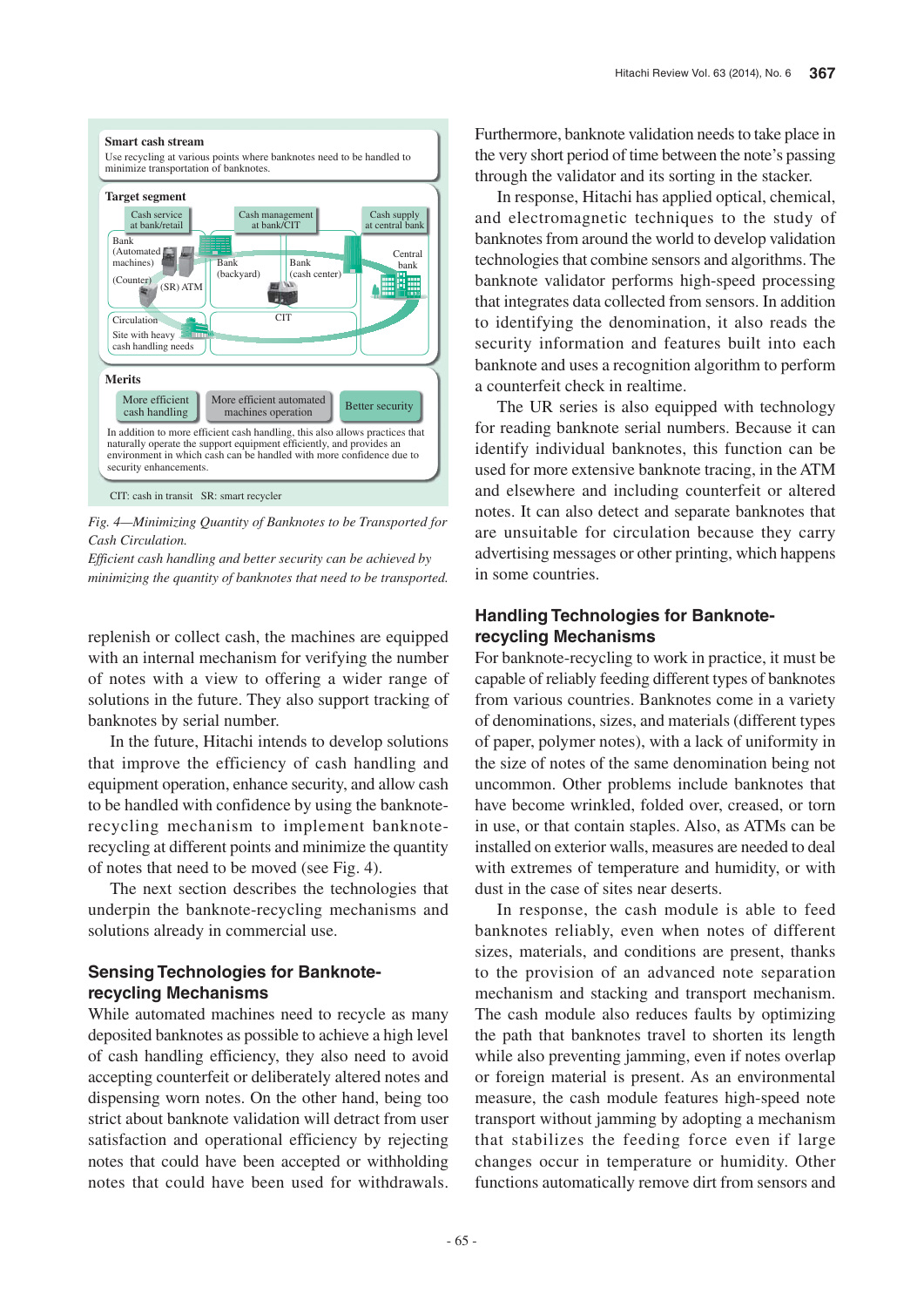Smart cash stream

Use recycling at various points where banknotes need to be handled to minimize transportation of banknotes.

Target segment

Cash service at bank/retail | Cash management at bank/CIT | Cash supply at central bank

Bank (Automated machines) (Counter) (SR) ATM | Bank (backyard) | Bank (cash center) | Central bank | CIT

Circulation | Site with heavy cash handling needs

Merits

More efficient cash handling | More efficient automated machines operation | Better security

In addition to more efficient cash handling, this also allows practices that naturally operate the support equipment efficiently, and provides an environment in which cash can be handled with more confidence due to security enhancements.

CIT: cash in transit SR: smart recycler

*Fig. 4—Minimizing Quantity of Banknotes to be Transported for Cash Circulation.*

*Efficient cash handling and better security can be achieved by minimizing the quantity of banknotes that need to be transported.*

replenish or collect cash, the machines are equipped with an internal mechanism for verifying the number of notes with a view to offering a wider range of solutions in the future. They also support tracking of banknotes by serial number.

In the future, Hitachi intends to develop solutions that improve the efficiency of cash handling and equipment operation, enhance security, and allow cash to be handled with confidence by using the banknote-recycling mechanism to implement banknote-recycling at different points and minimize the quantity of notes that need to be moved (see Fig. 4).

The next section describes the technologies that underpin the banknote-recycling mechanisms and solutions already in commercial use.

## Sensing Technologies for Banknote-recycling Mechanisms

While automated machines need to recycle as many deposited banknotes as possible to achieve a high level of cash handling efficiency, they also need to avoid accepting counterfeit or deliberately altered notes and dispensing worn notes. On the other hand, being too strict about banknote validation will detract from user satisfaction and operational efficiency by rejecting notes that could have been accepted or withholding notes that could have been used for withdrawals. Furthermore, banknote validation needs to take place in the very short period of time between the note's passing through the validator and its sorting in the stacker.

In response, Hitachi has applied optical, chemical, and electromagnetic techniques to the study of banknotes from around the world to develop validation technologies that combine sensors and algorithms. The banknote validator performs high-speed processing that integrates data collected from sensors. In addition to identifying the denomination, it also reads the security information and features built into each banknote and uses a recognition algorithm to perform a counterfeit check in realtime.

The UR series is also equipped with technology for reading banknote serial numbers. Because it can identify individual banknotes, this function can be used for more extensive banknote tracing, in the ATM and elsewhere and including counterfeit or altered notes. It can also detect and separate banknotes that are unsuitable for circulation because they carry advertising messages or other printing, which happens in some countries.

## Handling Technologies for Banknote-recycling Mechanisms

For banknote-recycling to work in practice, it must be capable of reliably feeding different types of banknotes from various countries. Banknotes come in a variety of denominations, sizes, and materials (different types of paper, polymer notes), with a lack of uniformity in the size of notes of the same denomination being not uncommon. Other problems include banknotes that have become wrinkled, folded over, creased, or torn in use, or that contain staples. Also, as ATMs can be installed on exterior walls, measures are needed to deal with extremes of temperature and humidity, or with dust in the case of sites near deserts.

In response, the cash module is able to feed banknotes reliably, even when notes of different sizes, materials, and conditions are present, thanks to the provision of an advanced note separation mechanism and stacking and transport mechanism. The cash module also reduces faults by optimizing the path that banknotes travel to shorten its length while also preventing jamming, even if notes overlap or foreign material is present. As an environmental measure, the cash module features high-speed note transport without jamming by adopting a mechanism that stabilizes the feeding force even if large changes occur in temperature or humidity. Other functions automatically remove dirt from sensors and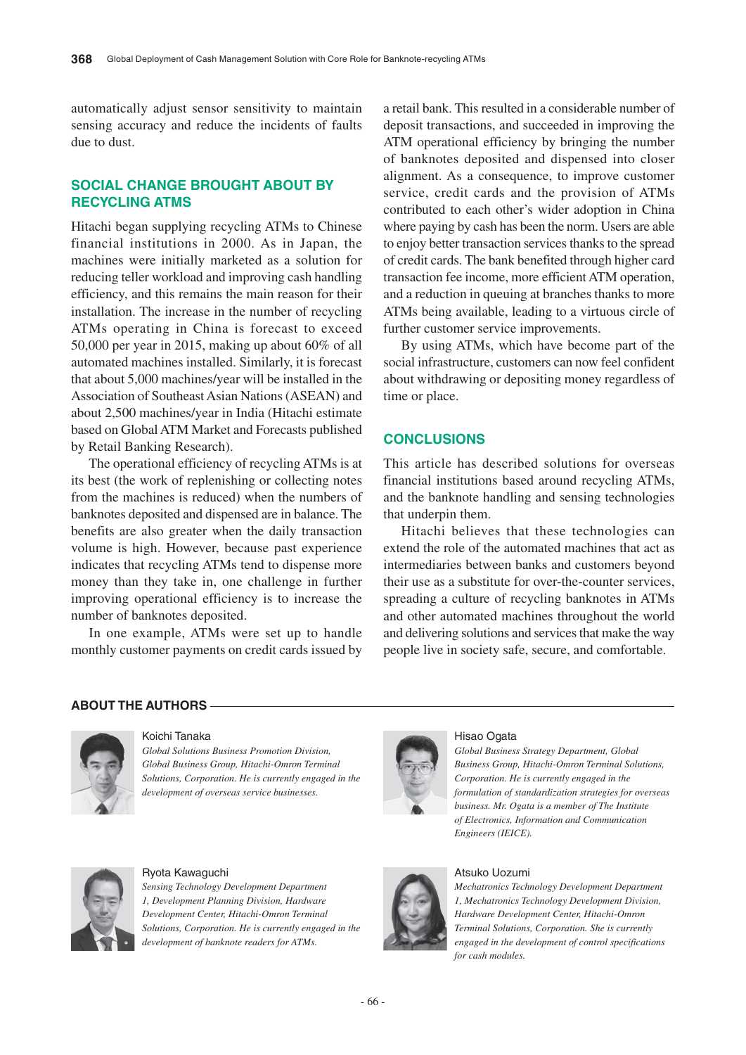automatically adjust sensor sensitivity to maintain sensing accuracy and reduce the incidents of faults due to dust.

## SOCIAL CHANGE BROUGHT ABOUT BY RECYCLING ATMS

Hitachi began supplying recycling ATMs to Chinese financial institutions in 2000. As in Japan, the machines were initially marketed as a solution for reducing teller workload and improving cash handling efficiency, and this remains the main reason for their installation. The increase in the number of recycling ATMs operating in China is forecast to exceed 50,000 per year in 2015, making up about 60% of all automated machines installed. Similarly, it is forecast that about 5,000 machines/year will be installed in the Association of Southeast Asian Nations (ASEAN) and about 2,500 machines/year in India (Hitachi estimate based on Global ATM Market and Forecasts published by Retail Banking Research).

The operational efficiency of recycling ATMs is at its best (the work of replenishing or collecting notes from the machines is reduced) when the numbers of banknotes deposited and dispensed are in balance. The benefits are also greater when the daily transaction volume is high. However, because past experience indicates that recycling ATMs tend to dispense more money than they take in, one challenge in further improving operational efficiency is to increase the number of banknotes deposited.

In one example, ATMs were set up to handle monthly customer payments on credit cards issued by a retail bank. This resulted in a considerable number of deposit transactions, and succeeded in improving the ATM operational efficiency by bringing the number of banknotes deposited and dispensed into closer alignment. As a consequence, to improve customer service, credit cards and the provision of ATMs contributed to each other's wider adoption in China where paying by cash has been the norm. Users are able to enjoy better transaction services thanks to the spread of credit cards. The bank benefited through higher card transaction fee income, more efficient ATM operation, and a reduction in queuing at branches thanks to more ATMs being available, leading to a virtuous circle of further customer service improvements.

By using ATMs, which have become part of the social infrastructure, customers can now feel confident about withdrawing or depositing money regardless of time or place.

## CONCLUSIONS

This article has described solutions for overseas financial institutions based around recycling ATMs, and the banknote handling and sensing technologies that underpin them.

Hitachi believes that these technologies can extend the role of the automated machines that act as intermediaries between banks and customers beyond their use as a substitute for over-the-counter services, spreading a culture of recycling banknotes in ATMs and other automated machines throughout the world and delivering solutions and services that make the way people live in society safe, secure, and comfortable.

## ABOUT THE AUTHORS

**Koichi Tanaka**

*Global Solutions Business Promotion Division, Global Business Group, Hitachi-Omron Terminal Solutions, Corporation. He is currently engaged in the development of overseas service businesses.*

**Hisao Ogata**

*Global Business Strategy Department, Global Business Group, Hitachi-Omron Terminal Solutions, Corporation. He is currently engaged in the formulation of standardization strategies for overseas business. Mr. Ogata is a member of The Institute of Electronics, Information and Communication Engineers (IEICE).*

**Ryota Kawaguchi**

*Sensing Technology Development Department 1, Development Planning Division, Hardware Development Center, Hitachi-Omron Terminal Solutions, Corporation. He is currently engaged in the development of banknote readers for ATMs.*

**Atsuko Uozumi**

*Mechatronics Technology Development Department 1, Mechatronics Technology Development Division, Hardware Development Center, Hitachi-Omron Terminal Solutions, Corporation. She is currently engaged in the development of control specifications for cash modules.*